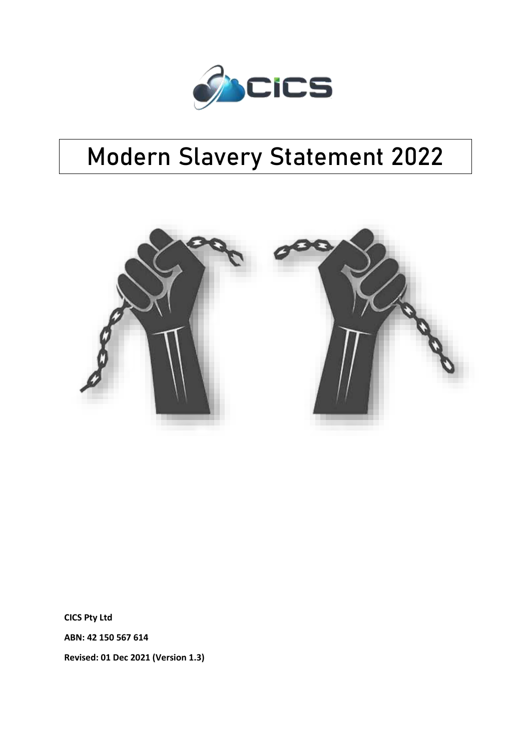# Modern Slavery Statement 2022

**CICS Pty Ltd**

**ABN: 42 150 567 614**

**Revised: 01 Dec 2021 (Version 1.3)**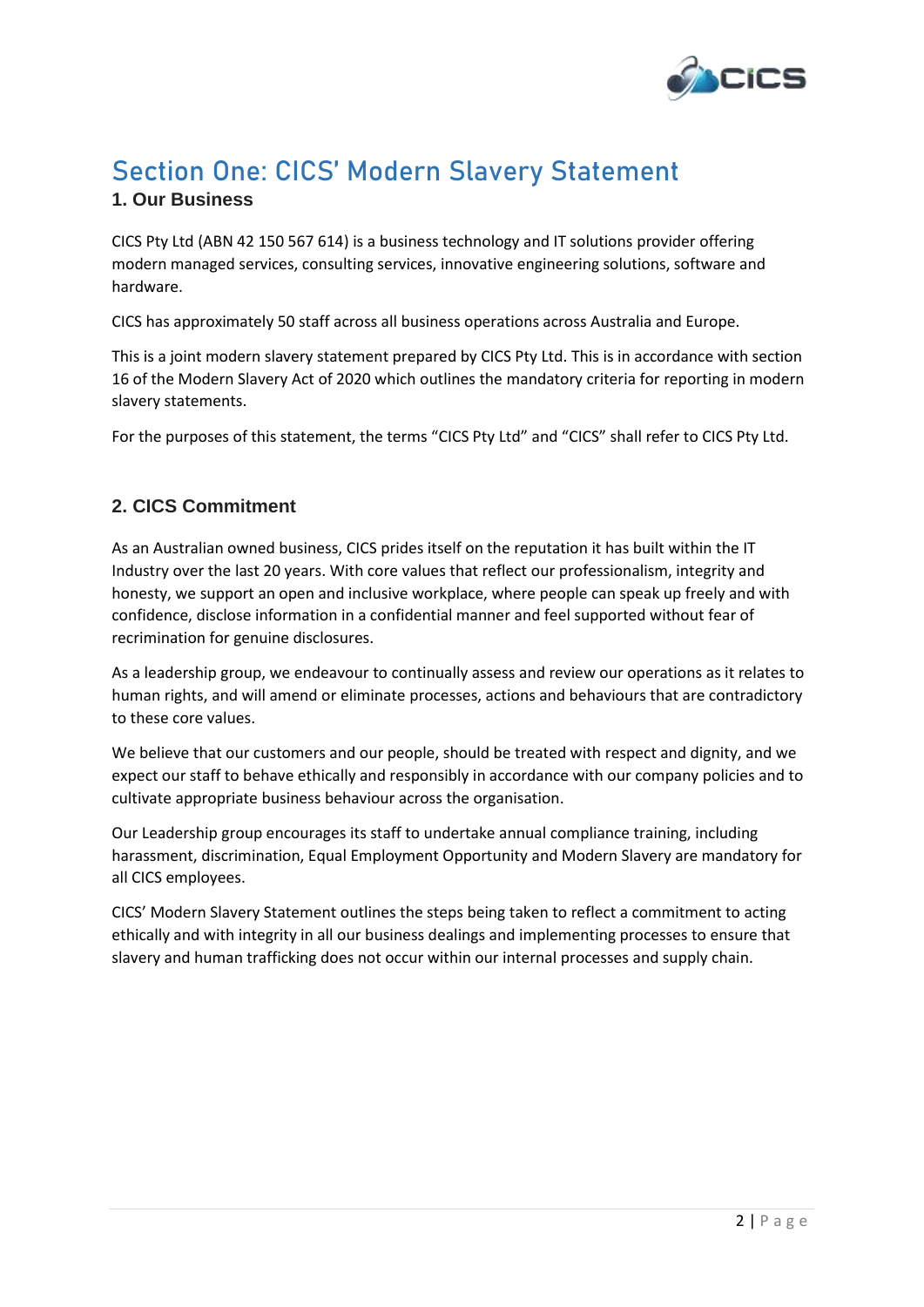# Section One: CICS' Modern Slavery Statement

## 1. Our Business

CICS Pty Ltd (ABN 42 150 567 614) is a business technology and IT solutions provider offering modern managed services, consulting services, innovative engineering solutions, software and hardware.

CICS has approximately 50 staff across all business operations across Australia and Europe.

This is a joint modern slavery statement prepared by CICS Pty Ltd. This is in accordance with section 16 of the Modern Slavery Act of 2020 which outlines the mandatory criteria for reporting in modern slavery statements.

For the purposes of this statement, the terms "CICS Pty Ltd" and "CICS" shall refer to CICS Pty Ltd.

## 2. CICS Commitment

As an Australian owned business, CICS prides itself on the reputation it has built within the IT Industry over the last 20 years. With core values that reflect our professionalism, integrity and honesty, we support an open and inclusive workplace, where people can speak up freely and with confidence, disclose information in a confidential manner and feel supported without fear of recrimination for genuine disclosures.

As a leadership group, we endeavour to continually assess and review our operations as it relates to human rights, and will amend or eliminate processes, actions and behaviours that are contradictory to these core values.

We believe that our customers and our people, should be treated with respect and dignity, and we expect our staff to behave ethically and responsibly in accordance with our company policies and to cultivate appropriate business behaviour across the organisation.

Our Leadership group encourages its staff to undertake annual compliance training, including harassment, discrimination, Equal Employment Opportunity and Modern Slavery are mandatory for all CICS employees.

CICS' Modern Slavery Statement outlines the steps being taken to reflect a commitment to acting ethically and with integrity in all our business dealings and implementing processes to ensure that slavery and human trafficking does not occur within our internal processes and supply chain.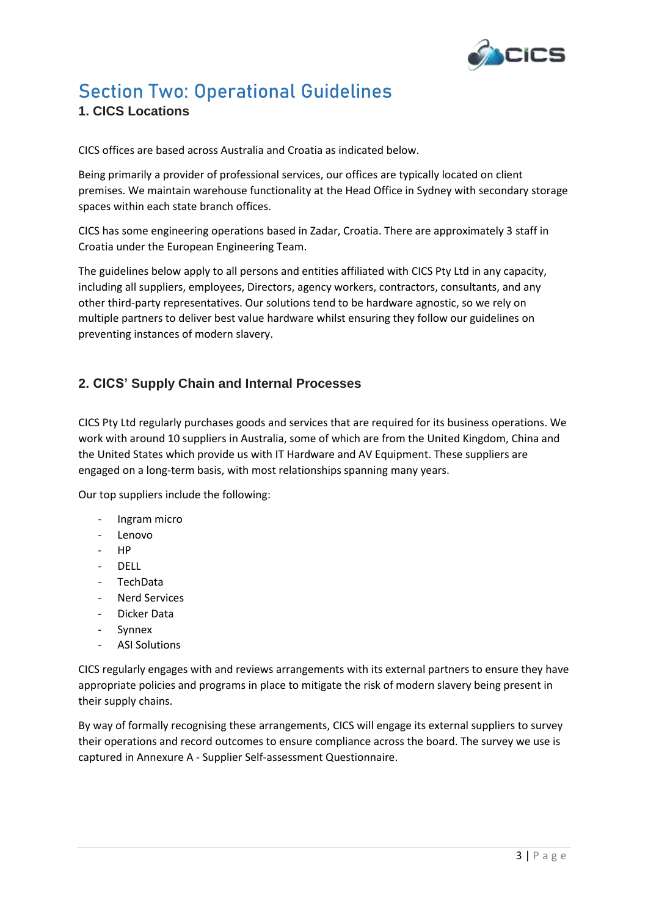# Section Two: Operational Guidelines

## 1. CICS Locations

CICS offices are based across Australia and Croatia as indicated below.

Being primarily a provider of professional services, our offices are typically located on client premises. We maintain warehouse functionality at the Head Office in Sydney with secondary storage spaces within each state branch offices.

CICS has some engineering operations based in Zadar, Croatia. There are approximately 3 staff in Croatia under the European Engineering Team.

The guidelines below apply to all persons and entities affiliated with CICS Pty Ltd in any capacity, including all suppliers, employees, Directors, agency workers, contractors, consultants, and any other third-party representatives. Our solutions tend to be hardware agnostic, so we rely on multiple partners to deliver best value hardware whilst ensuring they follow our guidelines on preventing instances of modern slavery.

## 2. CICS' Supply Chain and Internal Processes

CICS Pty Ltd regularly purchases goods and services that are required for its business operations. We work with around 10 suppliers in Australia, some of which are from the United Kingdom, China and the United States which provide us with IT Hardware and AV Equipment. These suppliers are engaged on a long-term basis, with most relationships spanning many years.

Our top suppliers include the following:

- Ingram micro
- Lenovo
- HP
- DELL
- TechData
- Nerd Services
- Dicker Data
- Synnex
- ASI Solutions

CICS regularly engages with and reviews arrangements with its external partners to ensure they have appropriate policies and programs in place to mitigate the risk of modern slavery being present in their supply chains.

By way of formally recognising these arrangements, CICS will engage its external suppliers to survey their operations and record outcomes to ensure compliance across the board. The survey we use is captured in Annexure A - Supplier Self-assessment Questionnaire.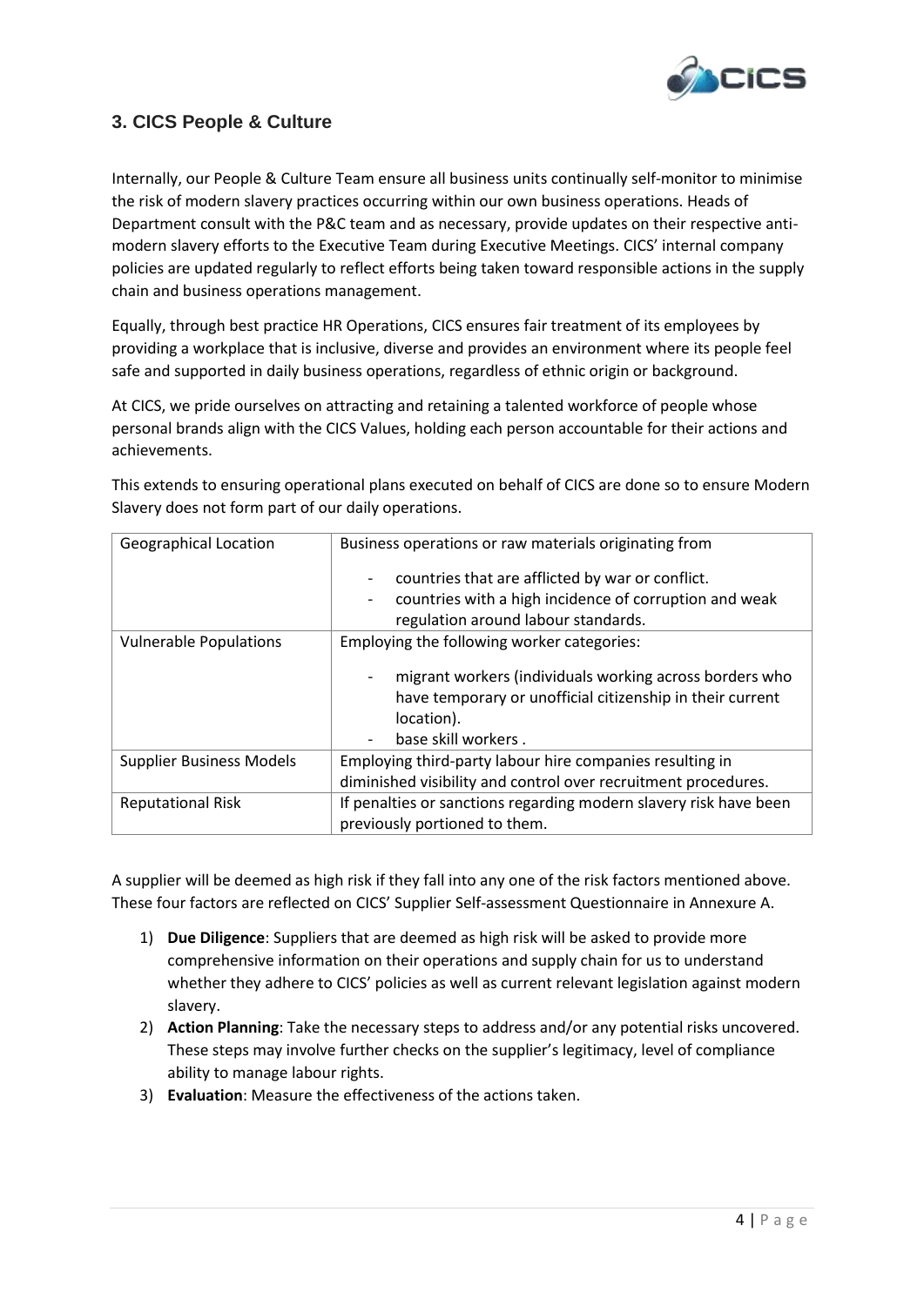## 3. CICS People & Culture

Internally, our People & Culture Team ensure all business units continually self-monitor to minimise the risk of modern slavery practices occurring within our own business operations. Heads of Department consult with the P&C team and as necessary, provide updates on their respective anti-modern slavery efforts to the Executive Team during Executive Meetings. CICS' internal company policies are updated regularly to reflect efforts being taken toward responsible actions in the supply chain and business operations management.

Equally, through best practice HR Operations, CICS ensures fair treatment of its employees by providing a workplace that is inclusive, diverse and provides an environment where its people feel safe and supported in daily business operations, regardless of ethnic origin or background.

At CICS, we pride ourselves on attracting and retaining a talented workforce of people whose personal brands align with the CICS Values, holding each person accountable for their actions and achievements.

This extends to ensuring operational plans executed on behalf of CICS are done so to ensure Modern Slavery does not form part of our daily operations.

| Geographical Location | Business operations or raw materials originating from<br>- countries that are afflicted by war or conflict.<br>- countries with a high incidence of corruption and weak regulation around labour standards. |
|---|---|
| Vulnerable Populations | Employing the following worker categories:<br>- migrant workers (individuals working across borders who have temporary or unofficial citizenship in their current location).<br>- base skill workers . |
| Supplier Business Models | Employing third-party labour hire companies resulting in diminished visibility and control over recruitment procedures. |
| Reputational Risk | If penalties or sanctions regarding modern slavery risk have been previously portioned to them. |

A supplier will be deemed as high risk if they fall into any one of the risk factors mentioned above. These four factors are reflected on CICS' Supplier Self-assessment Questionnaire in Annexure A.

1) **Due Diligence**: Suppliers that are deemed as high risk will be asked to provide more comprehensive information on their operations and supply chain for us to understand whether they adhere to CICS' policies as well as current relevant legislation against modern slavery.
2) **Action Planning**: Take the necessary steps to address and/or any potential risks uncovered. These steps may involve further checks on the supplier's legitimacy, level of compliance ability to manage labour rights.
3) **Evaluation**: Measure the effectiveness of the actions taken.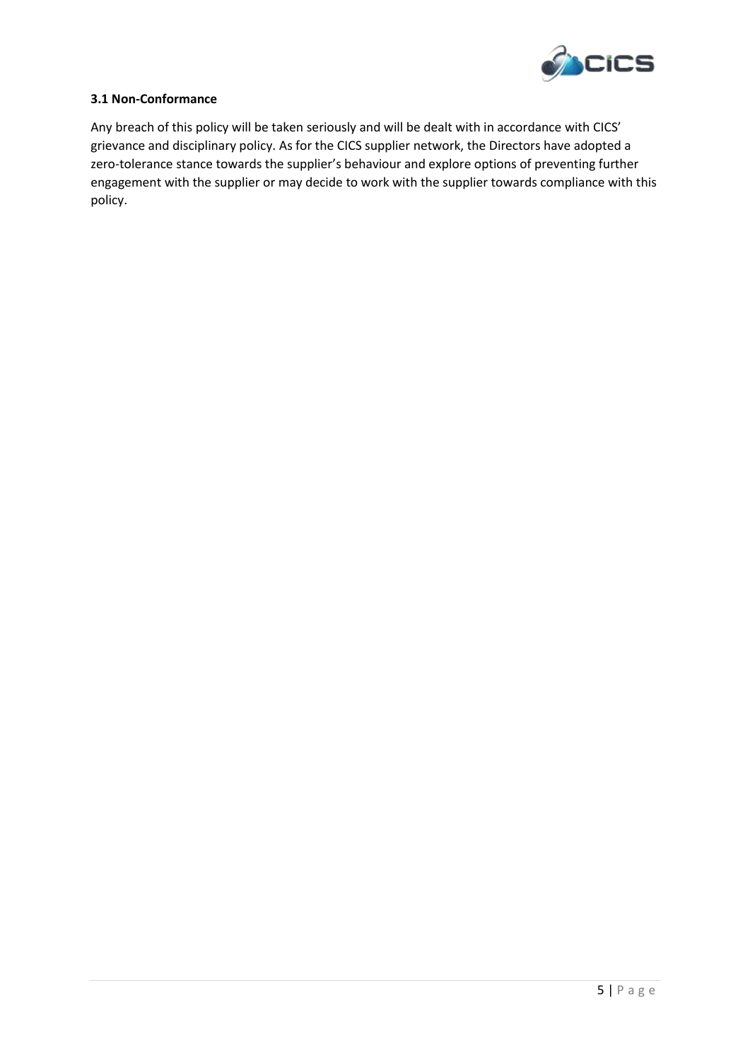### 3.1 Non-Conformance

Any breach of this policy will be taken seriously and will be dealt with in accordance with CICS' grievance and disciplinary policy. As for the CICS supplier network, the Directors have adopted a zero-tolerance stance towards the supplier's behaviour and explore options of preventing further engagement with the supplier or may decide to work with the supplier towards compliance with this policy.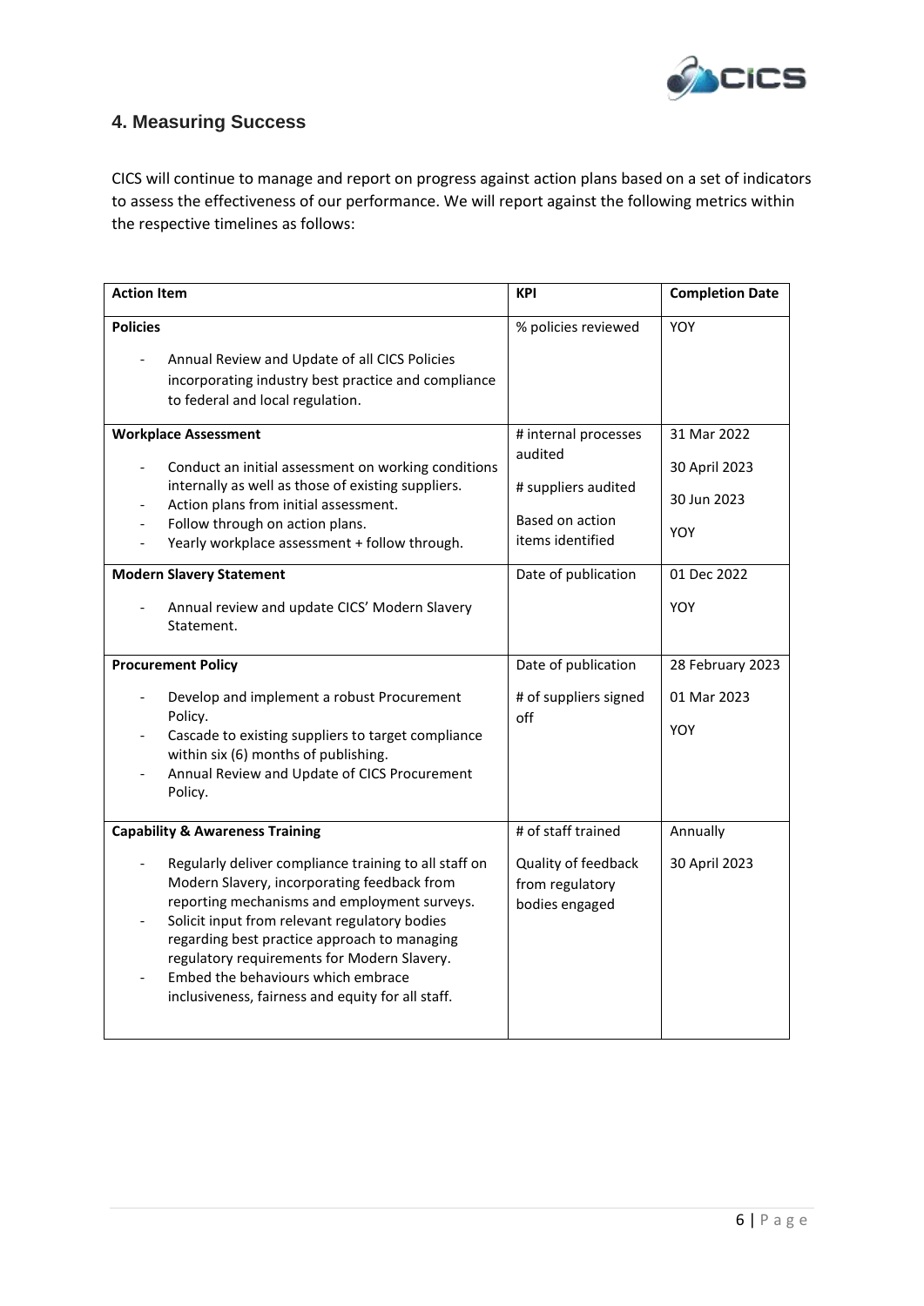## 4. Measuring Success

CICS will continue to manage and report on progress against action plans based on a set of indicators to assess the effectiveness of our performance. We will report against the following metrics within the respective timelines as follows:

| Action Item | KPI | Completion Date |
|---|---|---|
| **Policies**<br><br>- Annual Review and Update of all CICS Policies incorporating industry best practice and compliance to federal and local regulation. | % policies reviewed | YOY |
| **Workplace Assessment**<br><br>- Conduct an initial assessment on working conditions internally as well as those of existing suppliers.<br>- Action plans from initial assessment.<br>- Follow through on action plans.<br>- Yearly workplace assessment + follow through. | # internal processes audited<br><br># suppliers audited<br><br>Based on action items identified | 31 Mar 2022<br><br>30 April 2023<br><br>30 Jun 2023<br><br>YOY |
| **Modern Slavery Statement**<br><br>- Annual review and update CICS' Modern Slavery Statement. | Date of publication | 01 Dec 2022<br><br>YOY |
| **Procurement Policy**<br><br>- Develop and implement a robust Procurement Policy.<br>- Cascade to existing suppliers to target compliance within six (6) months of publishing.<br>- Annual Review and Update of CICS Procurement Policy. | Date of publication<br><br># of suppliers signed off | 28 February 2023<br><br>01 Mar 2023<br><br>YOY |
| **Capability & Awareness Training**<br><br>- Regularly deliver compliance training to all staff on Modern Slavery, incorporating feedback from reporting mechanisms and employment surveys.<br>- Solicit input from relevant regulatory bodies regarding best practice approach to managing regulatory requirements for Modern Slavery.<br>- Embed the behaviours which embrace inclusiveness, fairness and equity for all staff. | # of staff trained<br><br>Quality of feedback from regulatory bodies engaged | Annually<br><br>30 April 2023 |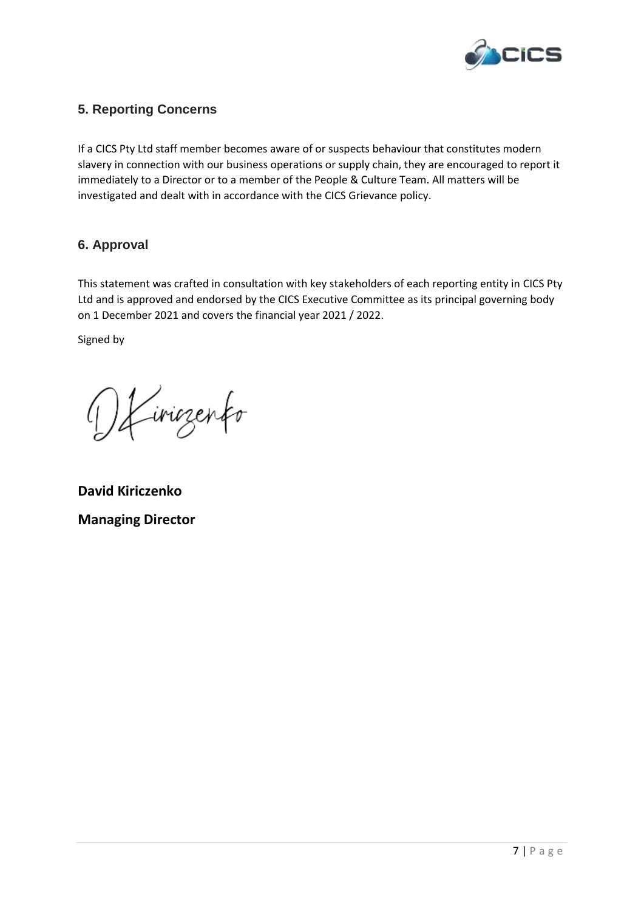## 5. Reporting Concerns

If a CICS Pty Ltd staff member becomes aware of or suspects behaviour that constitutes modern slavery in connection with our business operations or supply chain, they are encouraged to report it immediately to a Director or to a member of the People & Culture Team. All matters will be investigated and dealt with in accordance with the CICS Grievance policy.

## 6. Approval

This statement was crafted in consultation with key stakeholders of each reporting entity in CICS Pty Ltd and is approved and endorsed by the CICS Executive Committee as its principal governing body on 1 December 2021 and covers the financial year 2021 / 2022.

Signed by

**David Kiriczenko**

**Managing Director**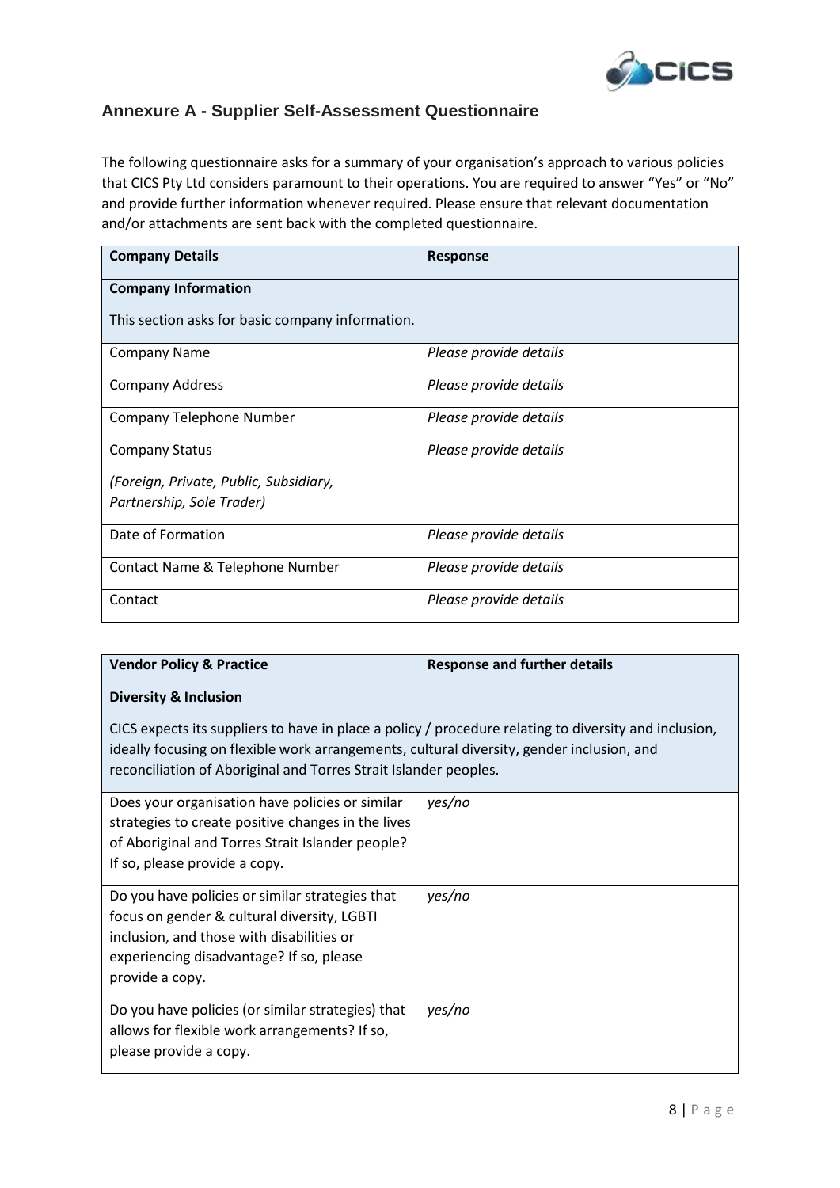## Annexure A - Supplier Self-Assessment Questionnaire

The following questionnaire asks for a summary of your organisation's approach to various policies that CICS Pty Ltd considers paramount to their operations. You are required to answer "Yes" or "No" and provide further information whenever required. Please ensure that relevant documentation and/or attachments are sent back with the completed questionnaire.

| **Company Details** | **Response** |
|---|---|
| **Company Information**<br><br>This section asks for basic company information. | |
| Company Name | *Please provide details* |
| Company Address | *Please provide details* |
| Company Telephone Number | *Please provide details* |
| Company Status<br><br>*(Foreign, Private, Public, Subsidiary, Partnership, Sole Trader)* | *Please provide details* |
| Date of Formation | *Please provide details* |
| Contact Name & Telephone Number | *Please provide details* |
| Contact | *Please provide details* |

| **Vendor Policy & Practice** | **Response and further details** |
|---|---|
| **Diversity & Inclusion**<br><br>CICS expects its suppliers to have in place a policy / procedure relating to diversity and inclusion, ideally focusing on flexible work arrangements, cultural diversity, gender inclusion, and reconciliation of Aboriginal and Torres Strait Islander peoples. | |
| Does your organisation have policies or similar strategies to create positive changes in the lives of Aboriginal and Torres Strait Islander people? If so, please provide a copy. | *yes/no* |
| Do you have policies or similar strategies that focus on gender & cultural diversity, LGBTI inclusion, and those with disabilities or experiencing disadvantage? If so, please provide a copy. | *yes/no* |
| Do you have policies (or similar strategies) that allows for flexible work arrangements? If so, please provide a copy. | *yes/no* |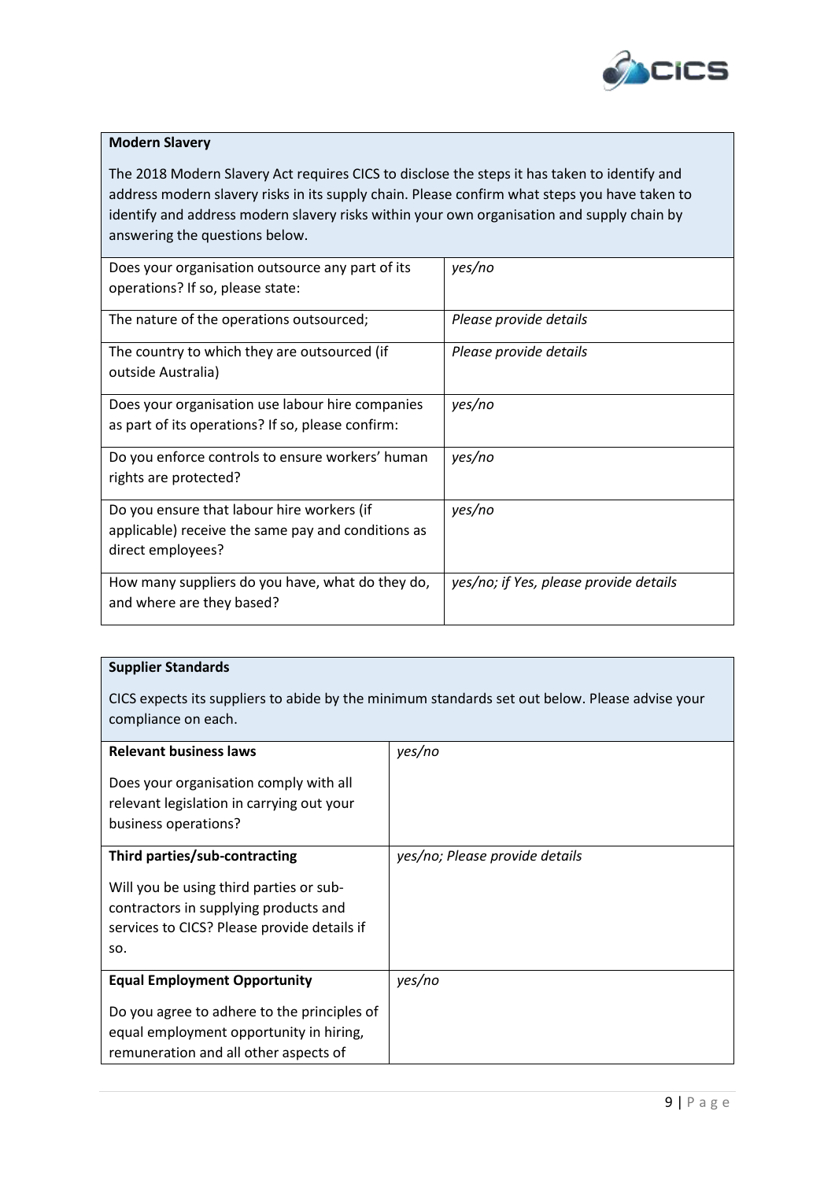| **Modern Slavery** | |
|---|---|
| The 2018 Modern Slavery Act requires CICS to disclose the steps it has taken to identify and address modern slavery risks in its supply chain. Please confirm what steps you have taken to identify and address modern slavery risks within your own organisation and supply chain by answering the questions below. | |
| Does your organisation outsource any part of its operations? If so, please state: | *yes/no* |
| The nature of the operations outsourced; | *Please provide details* |
| The country to which they are outsourced (if outside Australia) | *Please provide details* |
| Does your organisation use labour hire companies as part of its operations? If so, please confirm: | *yes/no* |
| Do you enforce controls to ensure workers' human rights are protected? | *yes/no* |
| Do you ensure that labour hire workers (if applicable) receive the same pay and conditions as direct employees? | *yes/no* |
| How many suppliers do you have, what do they do, and where are they based? | *yes/no; if Yes, please provide details* |

| **Supplier Standards** | |
|---|---|
| CICS expects its suppliers to abide by the minimum standards set out below. Please advise your compliance on each. | |
| **Relevant business laws**<br><br>Does your organisation comply with all relevant legislation in carrying out your business operations? | *yes/no* |
| **Third parties/sub-contracting**<br><br>Will you be using third parties or sub-contractors in supplying products and services to CICS? Please provide details if so. | *yes/no; Please provide details* |
| **Equal Employment Opportunity**<br><br>Do you agree to adhere to the principles of equal employment opportunity in hiring, remuneration and all other aspects of | *yes/no* |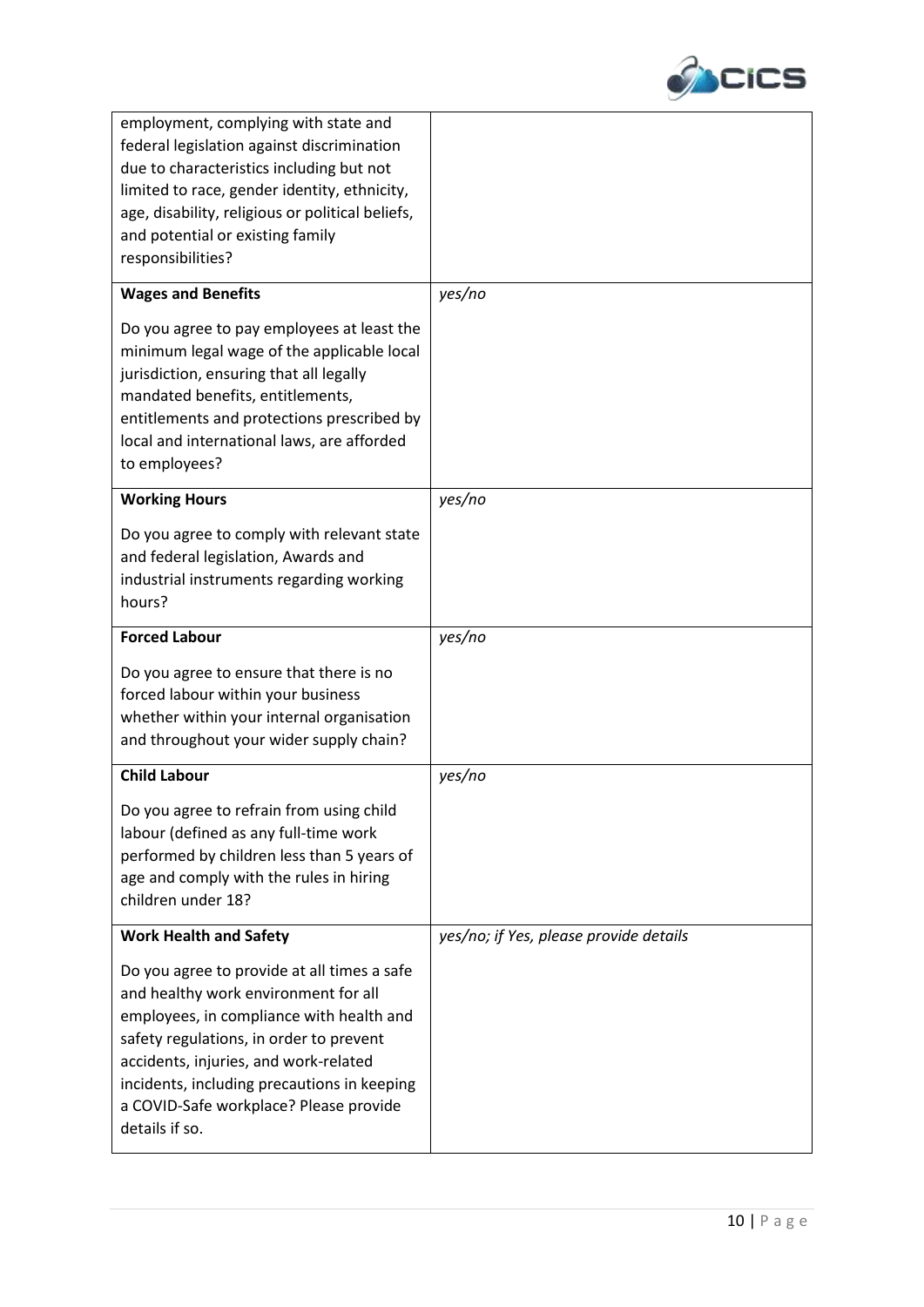| | |
|---|---|
| employment, complying with state and federal legislation against discrimination due to characteristics including but not limited to race, gender identity, ethnicity, age, disability, religious or political beliefs, and potential or existing family responsibilities? | |
| **Wages and Benefits**<br><br>Do you agree to pay employees at least the minimum legal wage of the applicable local jurisdiction, ensuring that all legally mandated benefits, entitlements, entitlements and protections prescribed by local and international laws, are afforded to employees? | *yes/no* |
| **Working Hours**<br><br>Do you agree to comply with relevant state and federal legislation, Awards and industrial instruments regarding working hours? | *yes/no* |
| **Forced Labour**<br><br>Do you agree to ensure that there is no forced labour within your business whether within your internal organisation and throughout your wider supply chain? | *yes/no* |
| **Child Labour**<br><br>Do you agree to refrain from using child labour (defined as any full-time work performed by children less than 5 years of age and comply with the rules in hiring children under 18? | *yes/no* |
| **Work Health and Safety**<br><br>Do you agree to provide at all times a safe and healthy work environment for all employees, in compliance with health and safety regulations, in order to prevent accidents, injuries, and work-related incidents, including precautions in keeping a COVID-Safe workplace? Please provide details if so. | *yes/no; if Yes, please provide details* |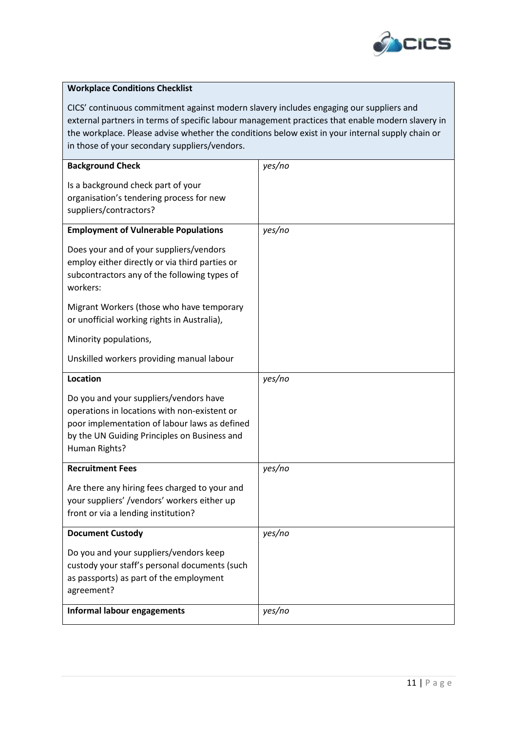| **Workplace Conditions Checklist**<br><br>CICS' continuous commitment against modern slavery includes engaging our suppliers and external partners in terms of specific labour management practices that enable modern slavery in the workplace. Please advise whether the conditions below exist in your internal supply chain or in those of your secondary suppliers/vendors. | |
|---|---|
| **Background Check**<br><br>Is a background check part of your organisation's tendering process for new suppliers/contractors? | *yes/no* |
| **Employment of Vulnerable Populations**<br><br>Does your and of your suppliers/vendors employ either directly or via third parties or subcontractors any of the following types of workers:<br><br>Migrant Workers (those who have temporary or unofficial working rights in Australia),<br><br>Minority populations,<br><br>Unskilled workers providing manual labour | *yes/no* |
| **Location**<br><br>Do you and your suppliers/vendors have operations in locations with non-existent or poor implementation of labour laws as defined by the UN Guiding Principles on Business and Human Rights? | *yes/no* |
| **Recruitment Fees**<br><br>Are there any hiring fees charged to your and your suppliers' /vendors' workers either up front or via a lending institution? | *yes/no* |
| **Document Custody**<br><br>Do you and your suppliers/vendors keep custody your staff's personal documents (such as passports) as part of the employment agreement? | *yes/no* |
| **Informal labour engagements** | *yes/no* |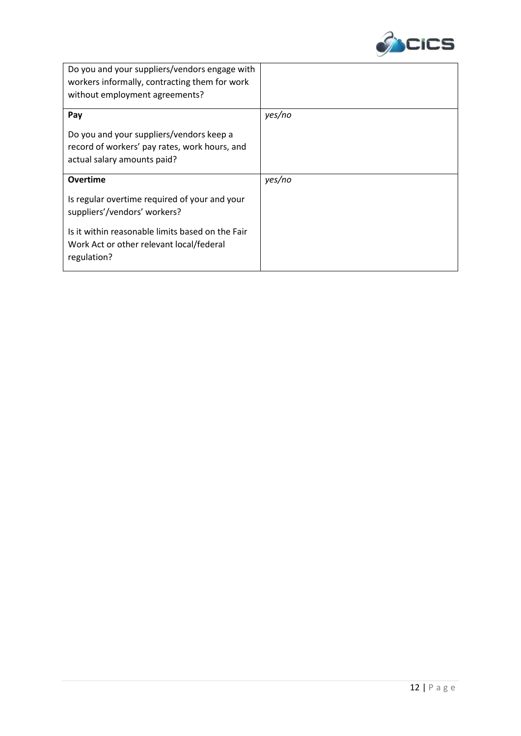| Do you and your suppliers/vendors engage with workers informally, contracting them for work without employment agreements? | |
|---|---|
| **Pay**<br><br>Do you and your suppliers/vendors keep a record of workers' pay rates, work hours, and actual salary amounts paid? | *yes/no* |
| **Overtime**<br><br>Is regular overtime required of your and your suppliers'/vendors' workers?<br><br>Is it within reasonable limits based on the Fair Work Act or other relevant local/federal regulation? | *yes/no* |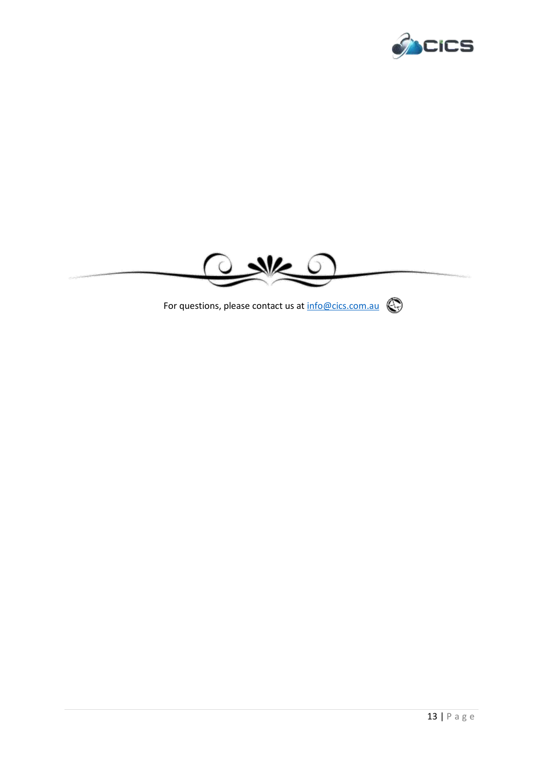For questions, please contact us at [info@cics.com.au](mailto:info@cics.com.au)